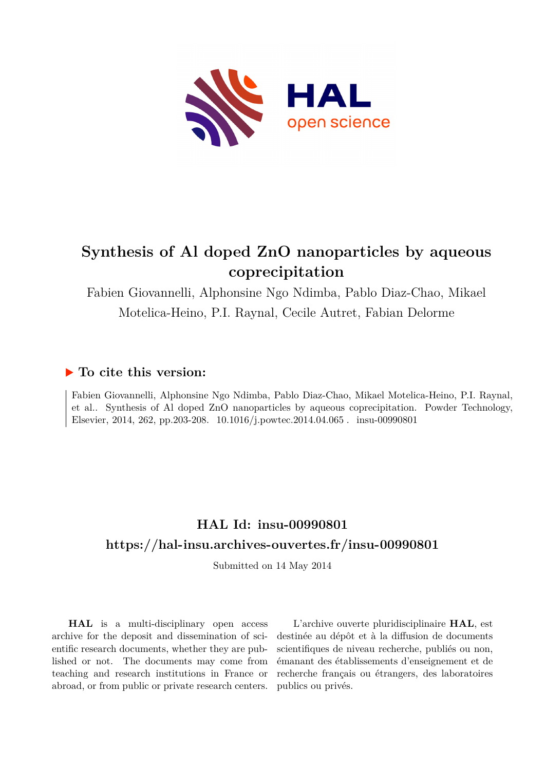# Synthesis of Al doped ZnO nanoparticles by aqueous coprecipitation

Fabien Giovannelli, Alphonsine Ngo Ndimba, Pablo Diaz-Chao, Mikael Motelica-Heino, P.I. Raynal, Cecile Autret, Fabian Delorme

## ▶ To cite this version:

Fabien Giovannelli, Alphonsine Ngo Ndimba, Pablo Diaz-Chao, Mikael Motelica-Heino, P.I. Raynal, et al.. Synthesis of Al doped ZnO nanoparticles by aqueous coprecipitation. Powder Technology, Elsevier, 2014, 262, pp.203-208. 10.1016/j.powtec.2014.04.065 . insu-00990801

## HAL Id: insu-00990801

## https://hal-insu.archives-ouvertes.fr/insu-00990801

Submitted on 14 May 2014

**HAL** is a multi-disciplinary open access archive for the deposit and dissemination of scientific research documents, whether they are published or not. The documents may come from teaching and research institutions in France or abroad, or from public or private research centers.

L'archive ouverte pluridisciplinaire **HAL**, est destinée au dépôt et à la diffusion de documents scientifiques de niveau recherche, publiés ou non, émanant des établissements d'enseignement et de recherche français ou étrangers, des laboratoires publics ou privés.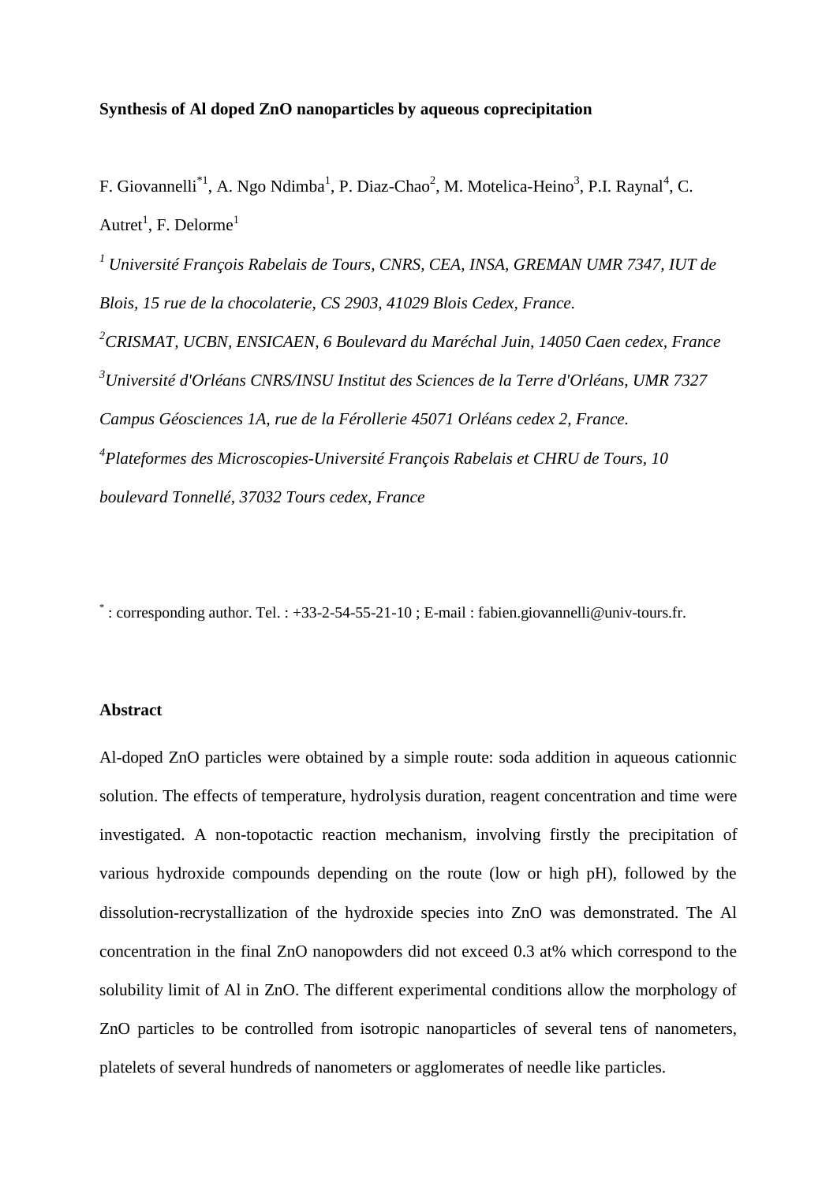**Synthesis of Al doped ZnO nanoparticles by aqueous coprecipitation**

F. Giovannelli[*1], A. Ngo Ndimba[1], P. Diaz-Chao[2], M. Motelica-Heino[3], P.I. Raynal[4], C. Autret[1], F. Delorme[1]

*[1] Université François Rabelais de Tours, CNRS, CEA, INSA, GREMAN UMR 7347, IUT de Blois, 15 rue de la chocolaterie, CS 2903, 41029 Blois Cedex, France.*

*[2]CRISMAT, UCBN, ENSICAEN, 6 Boulevard du Maréchal Juin, 14050 Caen cedex, France*

*[3]Université d'Orléans CNRS/INSU Institut des Sciences de la Terre d'Orléans, UMR 7327 Campus Géosciences 1A, rue de la Férollerie 45071 Orléans cedex 2, France.*

*[4]Plateformes des Microscopies-Université François Rabelais et CHRU de Tours, 10 boulevard Tonnellé, 37032 Tours cedex, France*

[*] : corresponding author. Tel. : +33-2-54-55-21-10 ; E-mail : fabien.giovannelli@univ-tours.fr.

**Abstract**

Al-doped ZnO particles were obtained by a simple route: soda addition in aqueous cationnic solution. The effects of temperature, hydrolysis duration, reagent concentration and time were investigated. A non-topotactic reaction mechanism, involving firstly the precipitation of various hydroxide compounds depending on the route (low or high pH), followed by the dissolution-recrystallization of the hydroxide species into ZnO was demonstrated. The Al concentration in the final ZnO nanopowders did not exceed 0.3 at% which correspond to the solubility limit of Al in ZnO. The different experimental conditions allow the morphology of ZnO particles to be controlled from isotropic nanoparticles of several tens of nanometers, platelets of several hundreds of nanometers or agglomerates of needle like particles.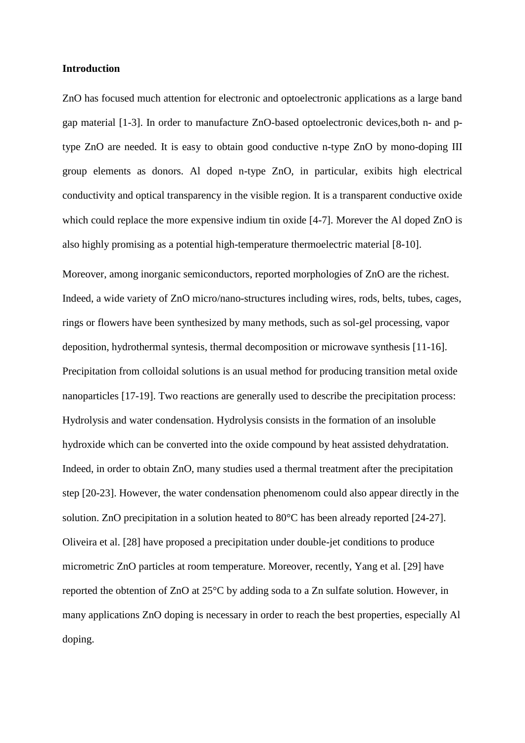**Introduction**

ZnO has focused much attention for electronic and optoelectronic applications as a large band gap material [1-3]. In order to manufacture ZnO-based optoelectronic devices,both n- and p-type ZnO are needed. It is easy to obtain good conductive n-type ZnO by mono-doping III group elements as donors. Al doped n-type ZnO, in particular, exibits high electrical conductivity and optical transparency in the visible region. It is a transparent conductive oxide which could replace the more expensive indium tin oxide [4-7]. Morever the Al doped ZnO is also highly promising as a potential high-temperature thermoelectric material [8-10].

Moreover, among inorganic semiconductors, reported morphologies of ZnO are the richest. Indeed, a wide variety of ZnO micro/nano-structures including wires, rods, belts, tubes, cages, rings or flowers have been synthesized by many methods, such as sol-gel processing, vapor deposition, hydrothermal syntesis, thermal decomposition or microwave synthesis [11-16]. Precipitation from colloidal solutions is an usual method for producing transition metal oxide nanoparticles [17-19]. Two reactions are generally used to describe the precipitation process: Hydrolysis and water condensation. Hydrolysis consists in the formation of an insoluble hydroxide which can be converted into the oxide compound by heat assisted dehydratation. Indeed, in order to obtain ZnO, many studies used a thermal treatment after the precipitation step [20-23]. However, the water condensation phenomenom could also appear directly in the solution. ZnO precipitation in a solution heated to 80°C has been already reported [24-27]. Oliveira et al. [28] have proposed a precipitation under double-jet conditions to produce micrometric ZnO particles at room temperature. Moreover, recently, Yang et al. [29] have reported the obtention of ZnO at 25°C by adding soda to a Zn sulfate solution. However, in many applications ZnO doping is necessary in order to reach the best properties, especially Al doping.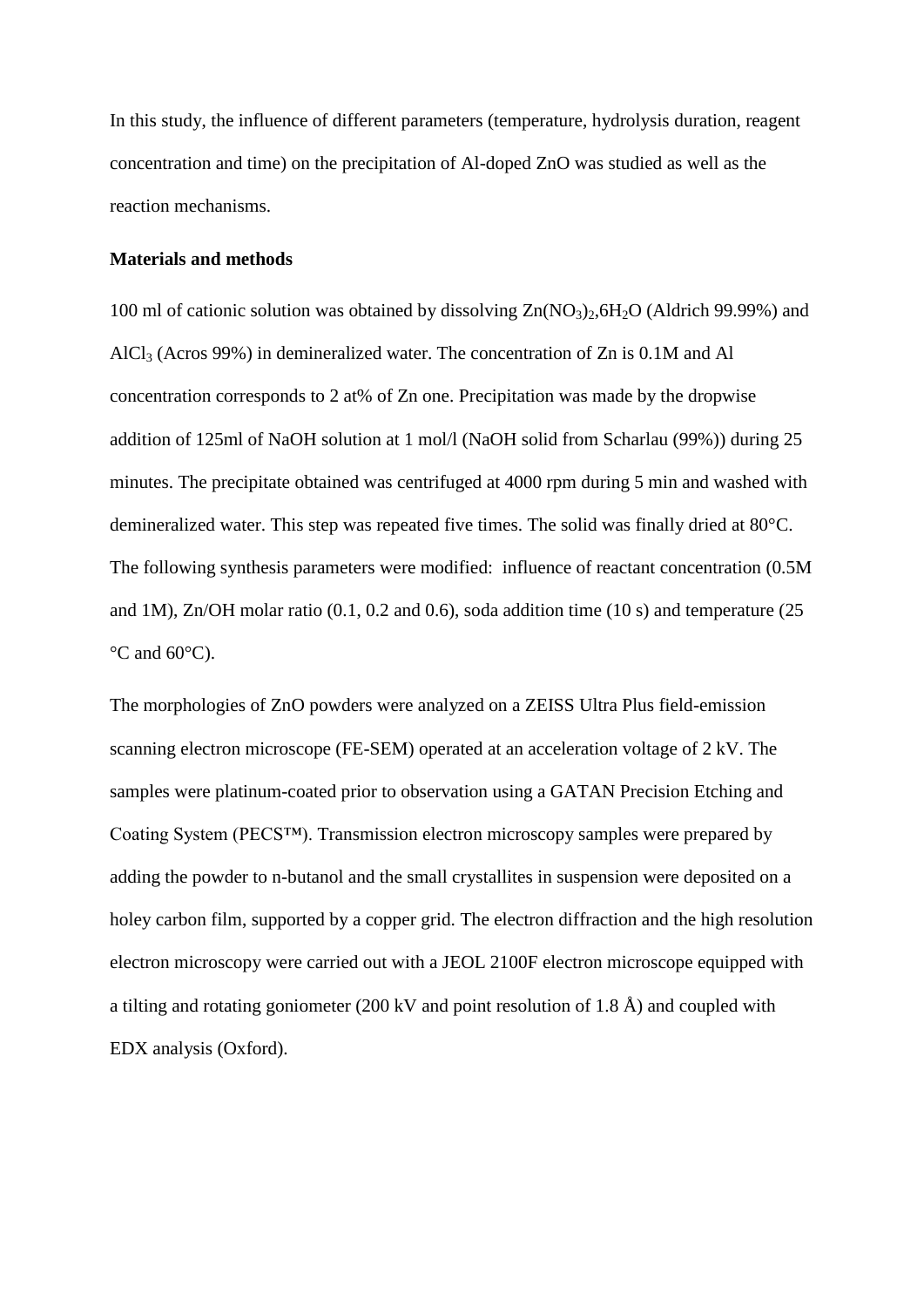In this study, the influence of different parameters (temperature, hydrolysis duration, reagent concentration and time) on the precipitation of Al-doped ZnO was studied as well as the reaction mechanisms.

**Materials and methods**

100 ml of cationic solution was obtained by dissolving $Zn(NO_3)_2,6H_2O$ (Aldrich 99.99%) and $AlCl_3$ (Acros 99%) in demineralized water. The concentration of Zn is 0.1M and Al concentration corresponds to 2 at% of Zn one. Precipitation was made by the dropwise addition of 125ml of NaOH solution at 1 mol/l (NaOH solid from Scharlau (99%)) during 25 minutes. The precipitate obtained was centrifuged at 4000 rpm during 5 min and washed with demineralized water. This step was repeated five times. The solid was finally dried at 80°C. The following synthesis parameters were modified: influence of reactant concentration (0.5M and 1M), Zn/OH molar ratio (0.1, 0.2 and 0.6), soda addition time (10 s) and temperature (25 °C and 60°C).

The morphologies of ZnO powders were analyzed on a ZEISS Ultra Plus field-emission scanning electron microscope (FE-SEM) operated at an acceleration voltage of 2 kV. The samples were platinum-coated prior to observation using a GATAN Precision Etching and Coating System (PECS™). Transmission electron microscopy samples were prepared by adding the powder to n-butanol and the small crystallites in suspension were deposited on a holey carbon film, supported by a copper grid. The electron diffraction and the high resolution electron microscopy were carried out with a JEOL 2100F electron microscope equipped with a tilting and rotating goniometer (200 kV and point resolution of 1.8 Å) and coupled with EDX analysis (Oxford).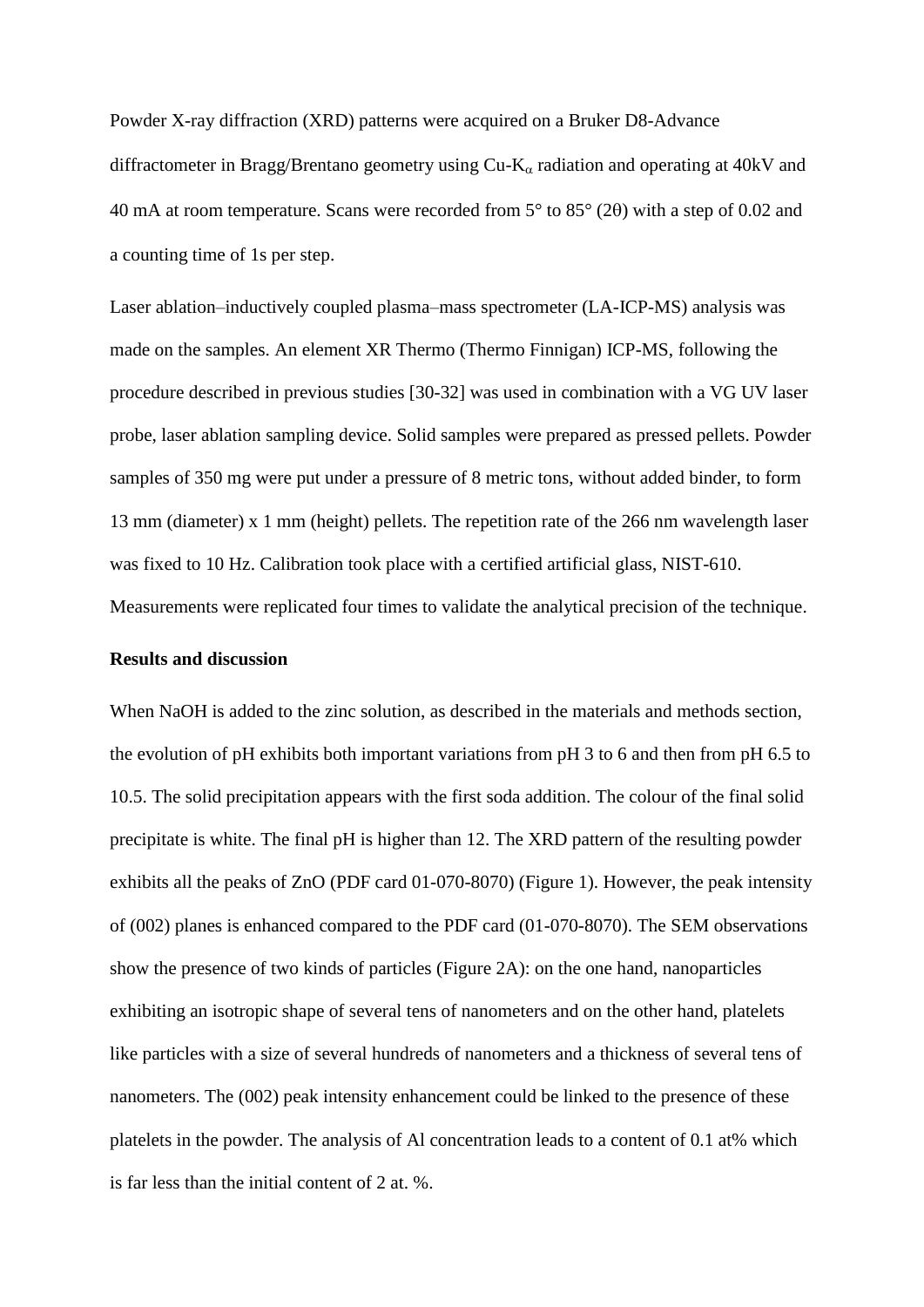Powder X-ray diffraction (XRD) patterns were acquired on a Bruker D8-Advance diffractometer in Bragg/Brentano geometry using Cu-$K_{\alpha}$ radiation and operating at 40kV and 40 mA at room temperature. Scans were recorded from 5° to 85° (2θ) with a step of 0.02 and a counting time of 1s per step.

Laser ablation–inductively coupled plasma–mass spectrometer (LA-ICP-MS) analysis was made on the samples. An element XR Thermo (Thermo Finnigan) ICP-MS, following the procedure described in previous studies [30-32] was used in combination with a VG UV laser probe, laser ablation sampling device. Solid samples were prepared as pressed pellets. Powder samples of 350 mg were put under a pressure of 8 metric tons, without added binder, to form 13 mm (diameter) x 1 mm (height) pellets. The repetition rate of the 266 nm wavelength laser was fixed to 10 Hz. Calibration took place with a certified artificial glass, NIST-610. Measurements were replicated four times to validate the analytical precision of the technique.

**Results and discussion**

When NaOH is added to the zinc solution, as described in the materials and methods section, the evolution of pH exhibits both important variations from pH 3 to 6 and then from pH 6.5 to 10.5. The solid precipitation appears with the first soda addition. The colour of the final solid precipitate is white. The final pH is higher than 12. The XRD pattern of the resulting powder exhibits all the peaks of ZnO (PDF card 01-070-8070) (Figure 1). However, the peak intensity of (002) planes is enhanced compared to the PDF card (01-070-8070). The SEM observations show the presence of two kinds of particles (Figure 2A): on the one hand, nanoparticles exhibiting an isotropic shape of several tens of nanometers and on the other hand, platelets like particles with a size of several hundreds of nanometers and a thickness of several tens of nanometers. The (002) peak intensity enhancement could be linked to the presence of these platelets in the powder. The analysis of Al concentration leads to a content of 0.1 at% which is far less than the initial content of 2 at. %.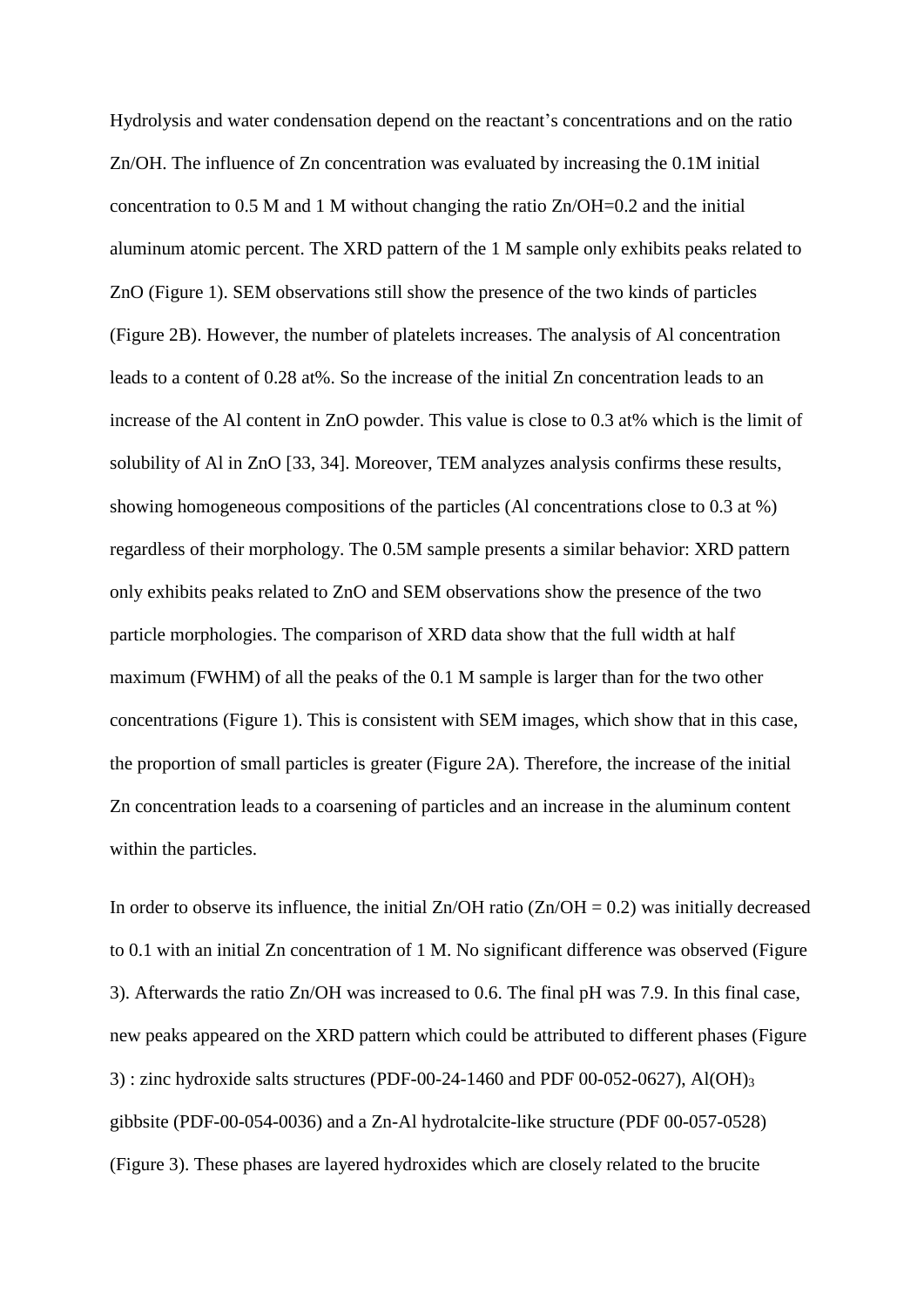Hydrolysis and water condensation depend on the reactant's concentrations and on the ratio Zn/OH. The influence of Zn concentration was evaluated by increasing the 0.1M initial concentration to 0.5 M and 1 M without changing the ratio Zn/OH=0.2 and the initial aluminum atomic percent. The XRD pattern of the 1 M sample only exhibits peaks related to ZnO (Figure 1). SEM observations still show the presence of the two kinds of particles (Figure 2B). However, the number of platelets increases. The analysis of Al concentration leads to a content of 0.28 at%. So the increase of the initial Zn concentration leads to an increase of the Al content in ZnO powder. This value is close to 0.3 at% which is the limit of solubility of Al in ZnO [33, 34]. Moreover, TEM analyzes analysis confirms these results, showing homogeneous compositions of the particles (Al concentrations close to 0.3 at %) regardless of their morphology. The 0.5M sample presents a similar behavior: XRD pattern only exhibits peaks related to ZnO and SEM observations show the presence of the two particle morphologies. The comparison of XRD data show that the full width at half maximum (FWHM) of all the peaks of the 0.1 M sample is larger than for the two other concentrations (Figure 1). This is consistent with SEM images, which show that in this case, the proportion of small particles is greater (Figure 2A). Therefore, the increase of the initial Zn concentration leads to a coarsening of particles and an increase in the aluminum content within the particles.

In order to observe its influence, the initial Zn/OH ratio (Zn/OH = 0.2) was initially decreased to 0.1 with an initial Zn concentration of 1 M. No significant difference was observed (Figure 3). Afterwards the ratio Zn/OH was increased to 0.6. The final pH was 7.9. In this final case, new peaks appeared on the XRD pattern which could be attributed to different phases (Figure 3) : zinc hydroxide salts structures (PDF-00-24-1460 and PDF 00-052-0627), $Al(OH)_3$ gibbsite (PDF-00-054-0036) and a Zn-Al hydrotalcite-like structure (PDF 00-057-0528) (Figure 3). These phases are layered hydroxides which are closely related to the brucite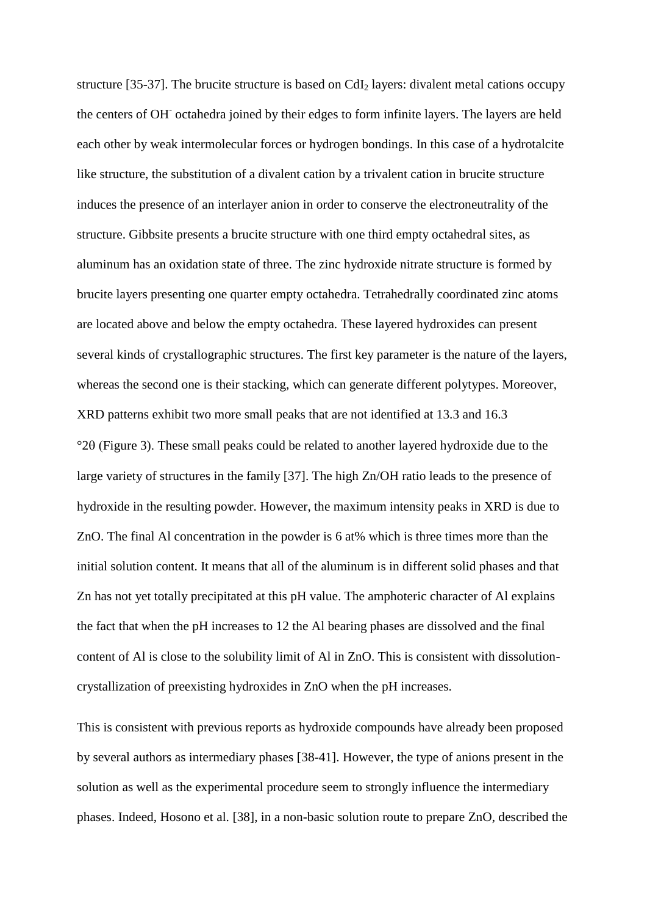structure [35-37]. The brucite structure is based on $CdI_2$ layers: divalent metal cations occupy the centers of $OH^-$ octahedra joined by their edges to form infinite layers. The layers are held each other by weak intermolecular forces or hydrogen bondings. In this case of a hydrotalcite like structure, the substitution of a divalent cation by a trivalent cation in brucite structure induces the presence of an interlayer anion in order to conserve the electroneutrality of the structure. Gibbsite presents a brucite structure with one third empty octahedral sites, as aluminum has an oxidation state of three. The zinc hydroxide nitrate structure is formed by brucite layers presenting one quarter empty octahedra. Tetrahedrally coordinated zinc atoms are located above and below the empty octahedra. These layered hydroxides can present several kinds of crystallographic structures. The first key parameter is the nature of the layers, whereas the second one is their stacking, which can generate different polytypes. Moreover, XRD patterns exhibit two more small peaks that are not identified at 13.3 and 16.3 °2θ (Figure 3). These small peaks could be related to another layered hydroxide due to the large variety of structures in the family [37]. The high Zn/OH ratio leads to the presence of hydroxide in the resulting powder. However, the maximum intensity peaks in XRD is due to ZnO. The final Al concentration in the powder is 6 at% which is three times more than the initial solution content. It means that all of the aluminum is in different solid phases and that Zn has not yet totally precipitated at this pH value. The amphoteric character of Al explains the fact that when the pH increases to 12 the Al bearing phases are dissolved and the final content of Al is close to the solubility limit of Al in ZnO. This is consistent with dissolution-crystallization of preexisting hydroxides in ZnO when the pH increases.

This is consistent with previous reports as hydroxide compounds have already been proposed by several authors as intermediary phases [38-41]. However, the type of anions present in the solution as well as the experimental procedure seem to strongly influence the intermediary phases. Indeed, Hosono et al. [38], in a non-basic solution route to prepare ZnO, described the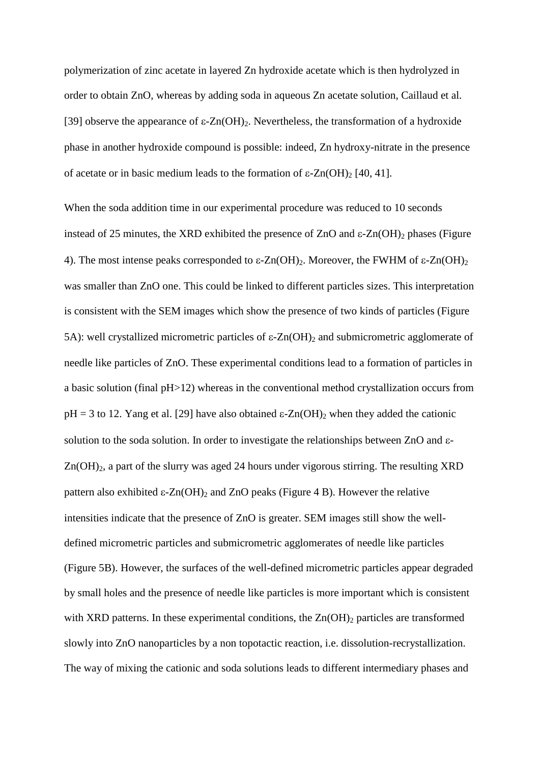polymerization of zinc acetate in layered Zn hydroxide acetate which is then hydrolyzed in order to obtain ZnO, whereas by adding soda in aqueous Zn acetate solution, Caillaud et al. [39] observe the appearance of ε-$Zn(OH)_2$. Nevertheless, the transformation of a hydroxide phase in another hydroxide compound is possible: indeed, Zn hydroxy-nitrate in the presence of acetate or in basic medium leads to the formation of ε-$Zn(OH)_2$ [40, 41].

When the soda addition time in our experimental procedure was reduced to 10 seconds instead of 25 minutes, the XRD exhibited the presence of ZnO and ε-$Zn(OH)_2$ phases (Figure 4). The most intense peaks corresponded to ε-$Zn(OH)_2$. Moreover, the FWHM of ε-$Zn(OH)_2$ was smaller than ZnO one. This could be linked to different particles sizes. This interpretation is consistent with the SEM images which show the presence of two kinds of particles (Figure 5A): well crystallized micrometric particles of ε-$Zn(OH)_2$ and submicrometric agglomerate of needle like particles of ZnO. These experimental conditions lead to a formation of particles in a basic solution (final pH>12) whereas in the conventional method crystallization occurs from pH = 3 to 12. Yang et al. [29] have also obtained ε-$Zn(OH)_2$ when they added the cationic solution to the soda solution. In order to investigate the relationships between ZnO and ε-$Zn(OH)_2$, a part of the slurry was aged 24 hours under vigorous stirring. The resulting XRD pattern also exhibited ε-$Zn(OH)_2$ and ZnO peaks (Figure 4 B). However the relative intensities indicate that the presence of ZnO is greater. SEM images still show the well-defined micrometric particles and submicrometric agglomerates of needle like particles (Figure 5B). However, the surfaces of the well-defined micrometric particles appear degraded by small holes and the presence of needle like particles is more important which is consistent with XRD patterns. In these experimental conditions, the $Zn(OH)_2$ particles are transformed slowly into ZnO nanoparticles by a non topotactic reaction, i.e. dissolution-recrystallization. The way of mixing the cationic and soda solutions leads to different intermediary phases and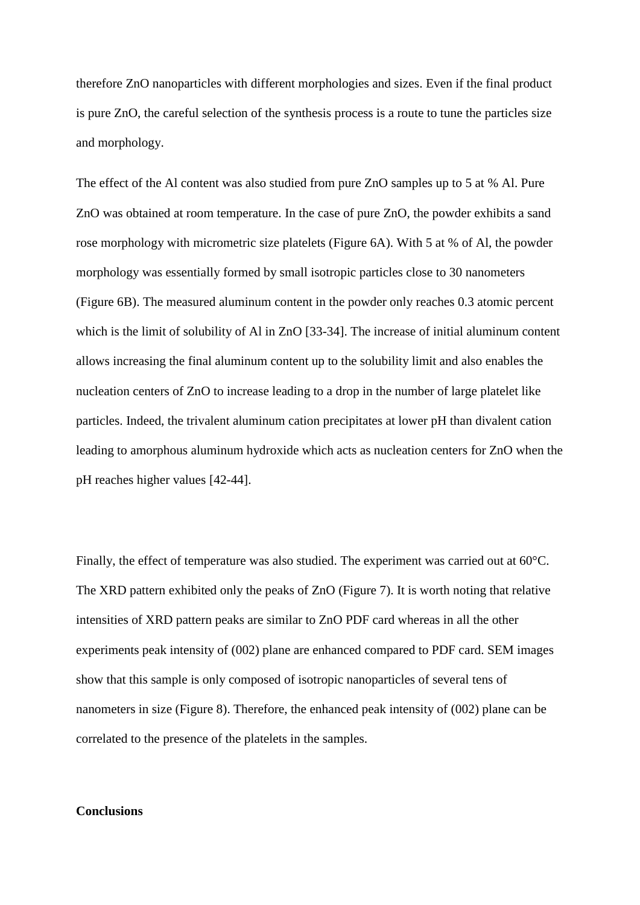therefore ZnO nanoparticles with different morphologies and sizes. Even if the final product is pure ZnO, the careful selection of the synthesis process is a route to tune the particles size and morphology.

The effect of the Al content was also studied from pure ZnO samples up to 5 at % Al. Pure ZnO was obtained at room temperature. In the case of pure ZnO, the powder exhibits a sand rose morphology with micrometric size platelets (Figure 6A). With 5 at % of Al, the powder morphology was essentially formed by small isotropic particles close to 30 nanometers (Figure 6B). The measured aluminum content in the powder only reaches 0.3 atomic percent which is the limit of solubility of Al in ZnO [33-34]. The increase of initial aluminum content allows increasing the final aluminum content up to the solubility limit and also enables the nucleation centers of ZnO to increase leading to a drop in the number of large platelet like particles. Indeed, the trivalent aluminum cation precipitates at lower pH than divalent cation leading to amorphous aluminum hydroxide which acts as nucleation centers for ZnO when the pH reaches higher values [42-44].

Finally, the effect of temperature was also studied. The experiment was carried out at 60°C. The XRD pattern exhibited only the peaks of ZnO (Figure 7). It is worth noting that relative intensities of XRD pattern peaks are similar to ZnO PDF card whereas in all the other experiments peak intensity of (002) plane are enhanced compared to PDF card. SEM images show that this sample is only composed of isotropic nanoparticles of several tens of nanometers in size (Figure 8). Therefore, the enhanced peak intensity of (002) plane can be correlated to the presence of the platelets in the samples.

## Conclusions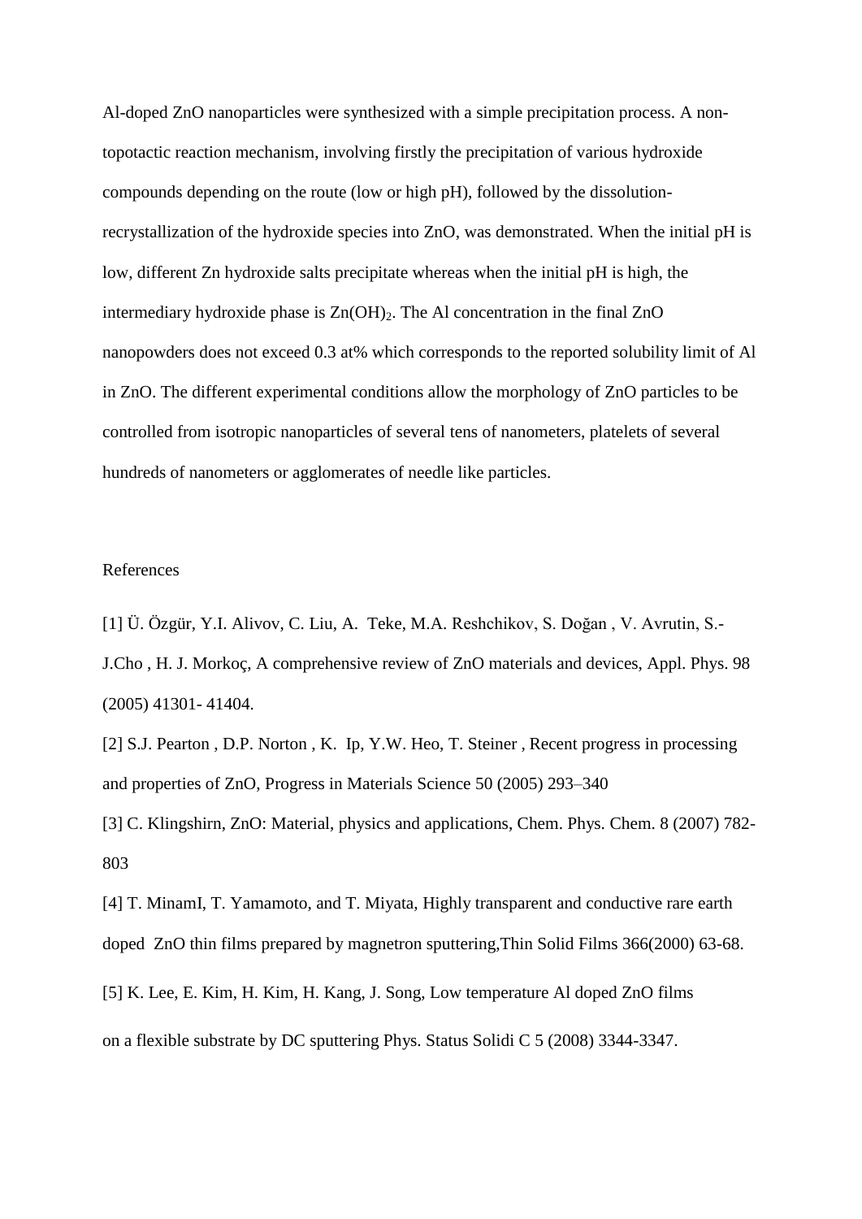Al-doped ZnO nanoparticles were synthesized with a simple precipitation process. A non-topotactic reaction mechanism, involving firstly the precipitation of various hydroxide compounds depending on the route (low or high pH), followed by the dissolution-recrystallization of the hydroxide species into ZnO, was demonstrated. When the initial pH is low, different Zn hydroxide salts precipitate whereas when the initial pH is high, the intermediary hydroxide phase is $Zn(OH)_2$. The Al concentration in the final ZnO nanopowders does not exceed 0.3 at% which corresponds to the reported solubility limit of Al in ZnO. The different experimental conditions allow the morphology of ZnO particles to be controlled from isotropic nanoparticles of several tens of nanometers, platelets of several hundreds of nanometers or agglomerates of needle like particles.

References

[1] Ü. Özgür, Y.I. Alivov, C. Liu, A. Teke, M.A. Reshchikov, S. Doğan , V. Avrutin, S.-J.Cho , H. J. Morkoç, A comprehensive review of ZnO materials and devices, Appl. Phys. 98 (2005) 41301- 41404.

[2] S.J. Pearton , D.P. Norton , K. Ip, Y.W. Heo, T. Steiner , Recent progress in processing and properties of ZnO, Progress in Materials Science 50 (2005) 293–340

[3] C. Klingshirn, ZnO: Material, physics and applications, Chem. Phys. Chem. 8 (2007) 782-803

[4] T. MinamI, T. Yamamoto, and T. Miyata, Highly transparent and conductive rare earth doped ZnO thin films prepared by magnetron sputtering,Thin Solid Films 366(2000) 63-68.

[5] K. Lee, E. Kim, H. Kim, H. Kang, J. Song, Low temperature Al doped ZnO films on a flexible substrate by DC sputtering Phys. Status Solidi C 5 (2008) 3344-3347.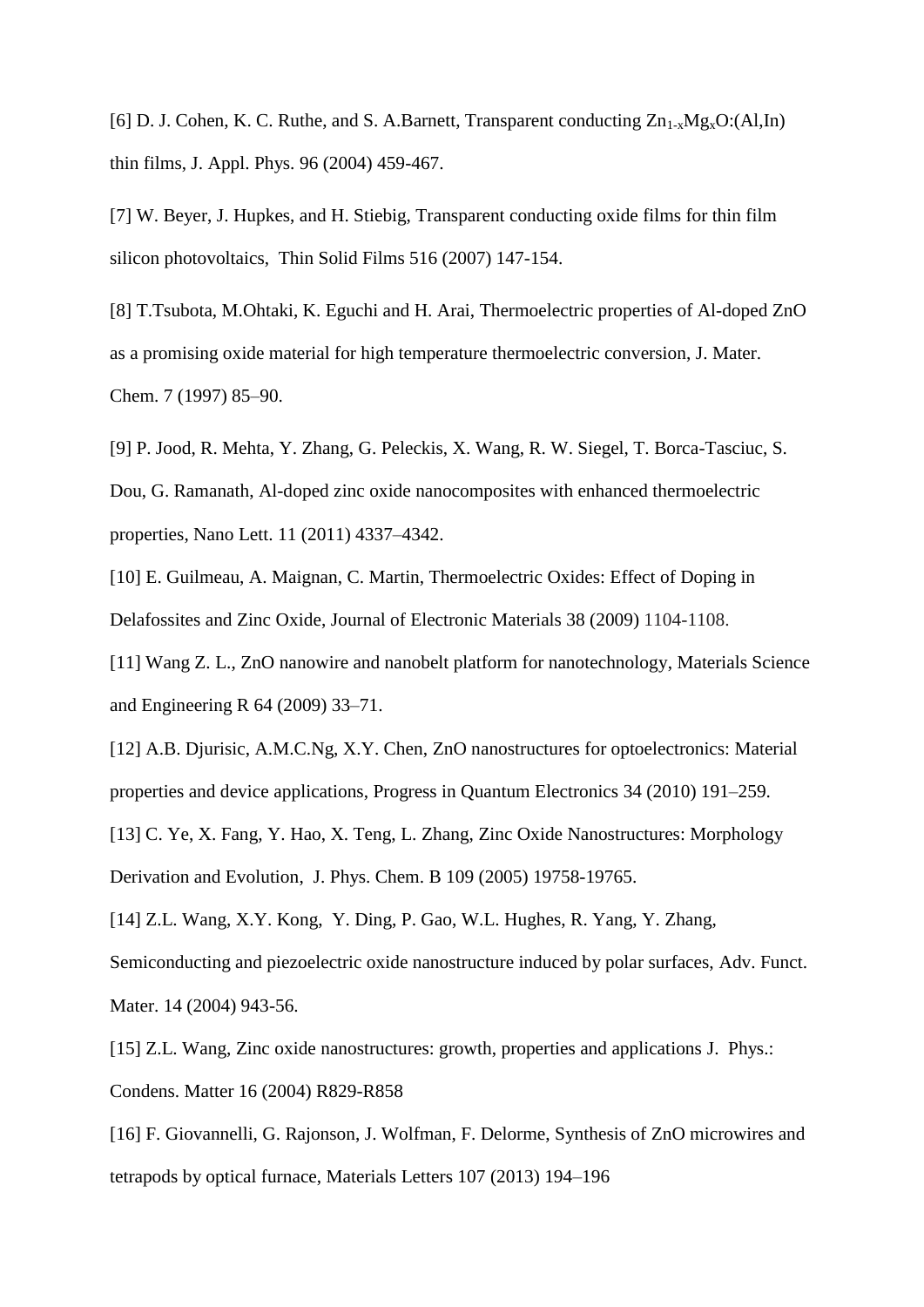[6] D. J. Cohen, K. C. Ruthe, and S. A.Barnett, Transparent conducting $Zn_{1-x}Mg_xO$:(Al,In) thin films, J. Appl. Phys. 96 (2004) 459-467.

[7] W. Beyer, J. Hupkes, and H. Stiebig, Transparent conducting oxide films for thin film silicon photovoltaics, Thin Solid Films 516 (2007) 147-154.

[8] T.Tsubota, M.Ohtaki, K. Eguchi and H. Arai, Thermoelectric properties of Al-doped ZnO as a promising oxide material for high temperature thermoelectric conversion, J. Mater. Chem. 7 (1997) 85–90.

[9] P. Jood, R. Mehta, Y. Zhang, G. Peleckis, X. Wang, R. W. Siegel, T. Borca-Tasciuc, S. Dou, G. Ramanath, Al-doped zinc oxide nanocomposites with enhanced thermoelectric properties, Nano Lett. 11 (2011) 4337–4342.

[10] E. Guilmeau, A. Maignan, C. Martin, Thermoelectric Oxides: Effect of Doping in Delafossites and Zinc Oxide, Journal of Electronic Materials 38 (2009) 1104-1108.

[11] Wang Z. L., ZnO nanowire and nanobelt platform for nanotechnology, Materials Science and Engineering R 64 (2009) 33–71.

[12] A.B. Djurisic, A.M.C.Ng, X.Y. Chen, ZnO nanostructures for optoelectronics: Material properties and device applications, Progress in Quantum Electronics 34 (2010) 191–259.

[13] C. Ye, X. Fang, Y. Hao, X. Teng, L. Zhang, Zinc Oxide Nanostructures: Morphology Derivation and Evolution, J. Phys. Chem. B 109 (2005) 19758-19765.

[14] Z.L. Wang, X.Y. Kong, Y. Ding, P. Gao, W.L. Hughes, R. Yang, Y. Zhang, Semiconducting and piezoelectric oxide nanostructure induced by polar surfaces, Adv. Funct. Mater. 14 (2004) 943-56.

[15] Z.L. Wang, Zinc oxide nanostructures: growth, properties and applications J. Phys.: Condens. Matter 16 (2004) R829-R858

[16] F. Giovannelli, G. Rajonson, J. Wolfman, F. Delorme, Synthesis of ZnO microwires and tetrapods by optical furnace, Materials Letters 107 (2013) 194–196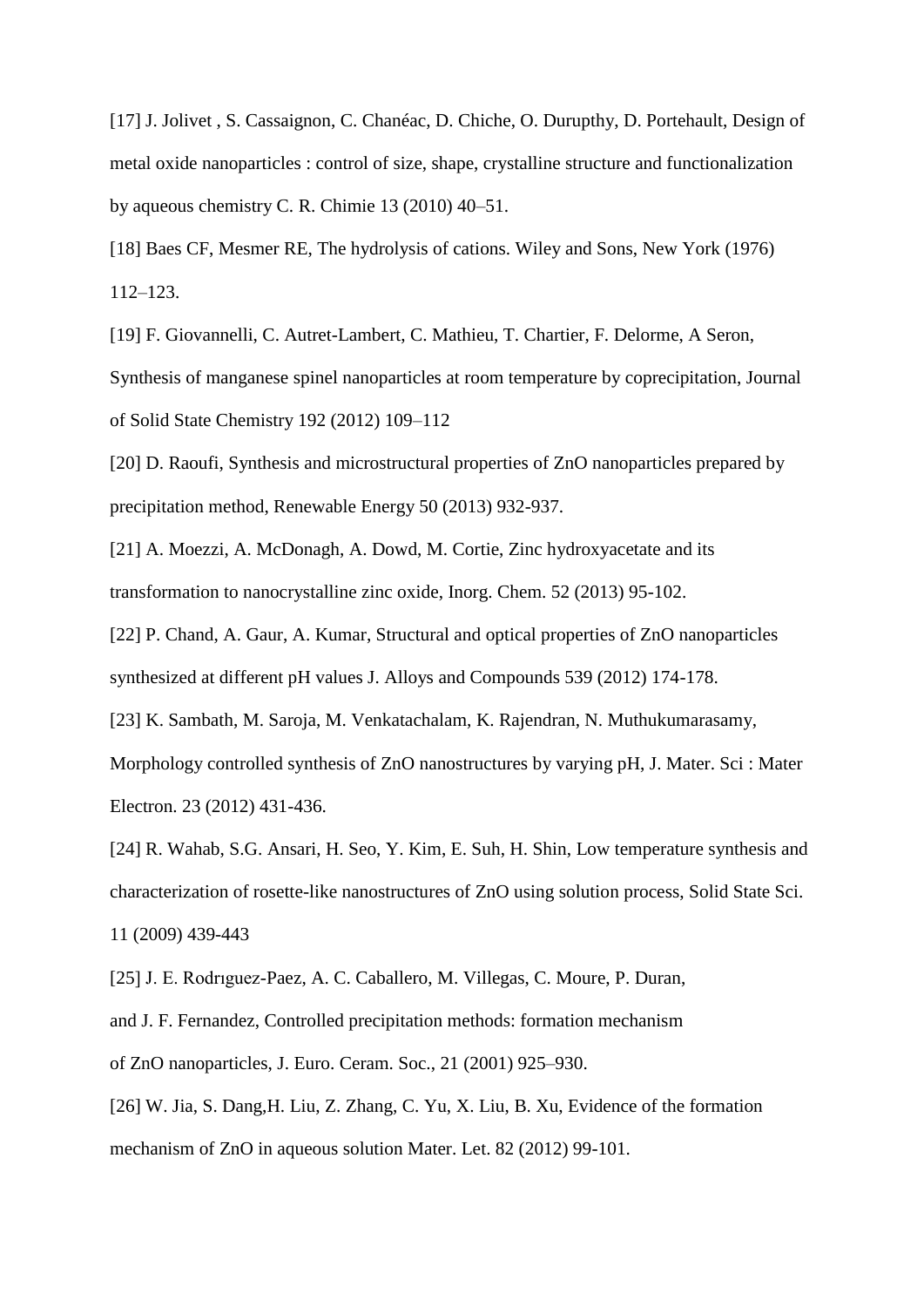[17] J. Jolivet , S. Cassaignon, C. Chanéac, D. Chiche, O. Durupthy, D. Portehault, Design of metal oxide nanoparticles : control of size, shape, crystalline structure and functionalization by aqueous chemistry C. R. Chimie 13 (2010) 40–51.

[18] Baes CF, Mesmer RE, The hydrolysis of cations. Wiley and Sons, New York (1976) 112–123.

[19] F. Giovannelli, C. Autret-Lambert, C. Mathieu, T. Chartier, F. Delorme, A Seron, Synthesis of manganese spinel nanoparticles at room temperature by coprecipitation, Journal of Solid State Chemistry 192 (2012) 109–112

[20] D. Raoufi, Synthesis and microstructural properties of ZnO nanoparticles prepared by precipitation method, Renewable Energy 50 (2013) 932-937.

[21] A. Moezzi, A. McDonagh, A. Dowd, M. Cortie, Zinc hydroxyacetate and its transformation to nanocrystalline zinc oxide, Inorg. Chem. 52 (2013) 95-102.

[22] P. Chand, A. Gaur, A. Kumar, Structural and optical properties of ZnO nanoparticles synthesized at different pH values J. Alloys and Compounds 539 (2012) 174-178.

[23] K. Sambath, M. Saroja, M. Venkatachalam, K. Rajendran, N. Muthukumarasamy, Morphology controlled synthesis of ZnO nanostructures by varying pH, J. Mater. Sci : Mater Electron. 23 (2012) 431-436.

[24] R. Wahab, S.G. Ansari, H. Seo, Y. Kim, E. Suh, H. Shin, Low temperature synthesis and characterization of rosette-like nanostructures of ZnO using solution process, Solid State Sci. 11 (2009) 439-443

[25] J. E. Rodrıguez-Paez, A. C. Caballero, M. Villegas, C. Moure, P. Duran, and J. F. Fernandez, Controlled precipitation methods: formation mechanism of ZnO nanoparticles, J. Euro. Ceram. Soc., 21 (2001) 925–930.

[26] W. Jia, S. Dang,H. Liu, Z. Zhang, C. Yu, X. Liu, B. Xu, Evidence of the formation mechanism of ZnO in aqueous solution Mater. Let. 82 (2012) 99-101.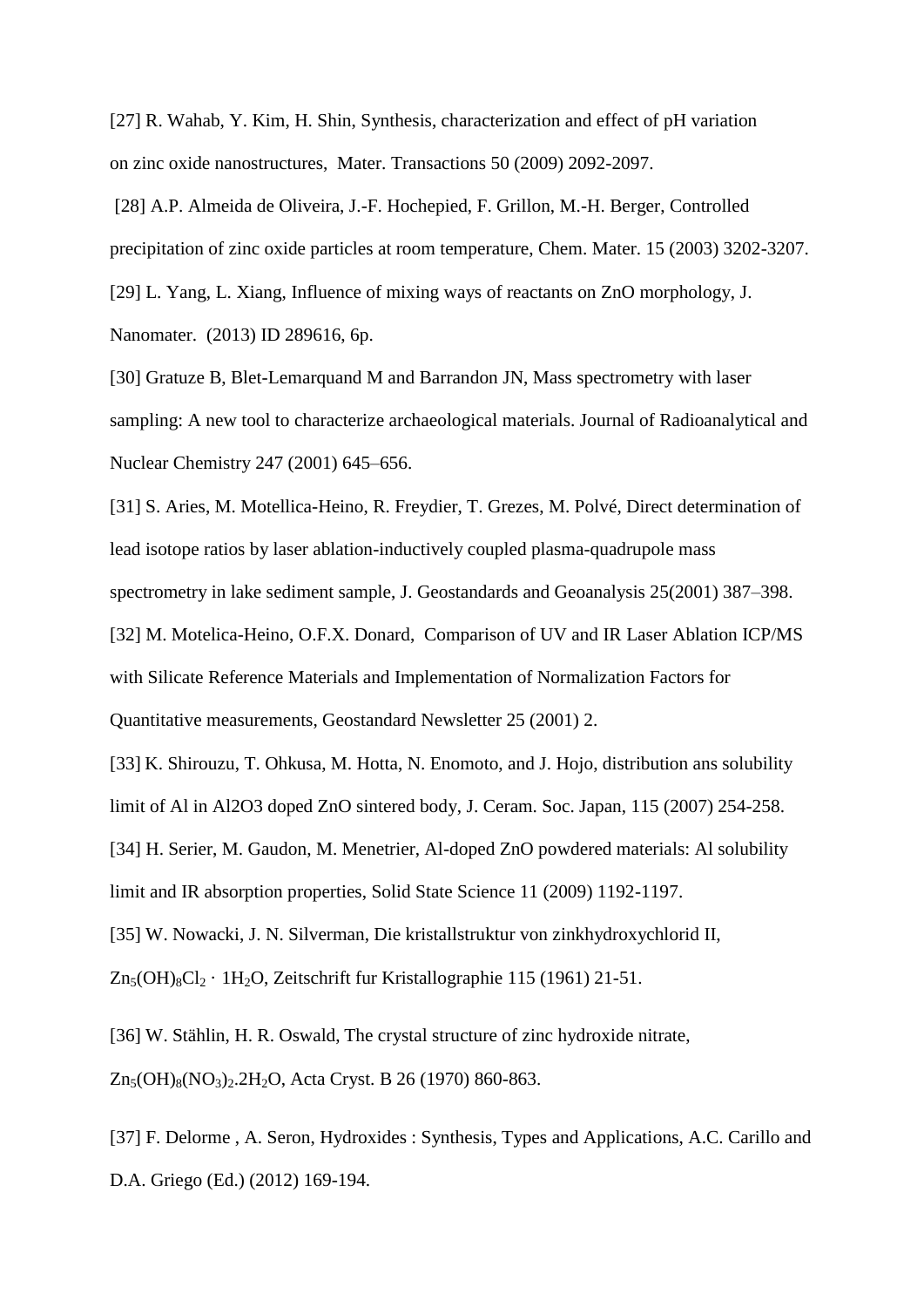[27] R. Wahab, Y. Kim, H. Shin, Synthesis, characterization and effect of pH variation on zinc oxide nanostructures, Mater. Transactions 50 (2009) 2092-2097.

[28] A.P. Almeida de Oliveira, J.-F. Hochepied, F. Grillon, M.-H. Berger, Controlled precipitation of zinc oxide particles at room temperature, Chem. Mater. 15 (2003) 3202-3207.

[29] L. Yang, L. Xiang, Influence of mixing ways of reactants on ZnO morphology, J. Nanomater. (2013) ID 289616, 6p.

[30] Gratuze B, Blet-Lemarquand M and Barrandon JN, Mass spectrometry with laser sampling: A new tool to characterize archaeological materials. Journal of Radioanalytical and Nuclear Chemistry 247 (2001) 645–656.

[31] S. Aries, M. Motellica-Heino, R. Freydier, T. Grezes, M. Polvé, Direct determination of lead isotope ratios by laser ablation-inductively coupled plasma-quadrupole mass spectrometry in lake sediment sample, J. Geostandards and Geoanalysis 25(2001) 387–398.

[32] M. Motelica-Heino, O.F.X. Donard, Comparison of UV and IR Laser Ablation ICP/MS with Silicate Reference Materials and Implementation of Normalization Factors for Quantitative measurements, Geostandard Newsletter 25 (2001) 2.

[33] K. Shirouzu, T. Ohkusa, M. Hotta, N. Enomoto, and J. Hojo, distribution ans solubility limit of Al in Al2O3 doped ZnO sintered body, J. Ceram. Soc. Japan, 115 (2007) 254-258.

[34] H. Serier, M. Gaudon, M. Menetrier, Al-doped ZnO powdered materials: Al solubility limit and IR absorption properties, Solid State Science 11 (2009) 1192-1197.

[35] W. Nowacki, J. N. Silverman, Die kristallstruktur von zinkhydroxychlorid II, $Zn_5(OH)_8Cl_2 \cdot 1H_2O$, Zeitschrift fur Kristallographie 115 (1961) 21-51.

[36] W. Stählin, H. R. Oswald, The crystal structure of zinc hydroxide nitrate, $Zn_5(OH)_8(NO_3)_2.2H_2O$, Acta Cryst. B 26 (1970) 860-863.

[37] F. Delorme , A. Seron, Hydroxides : Synthesis, Types and Applications, A.C. Carillo and D.A. Griego (Ed.) (2012) 169-194.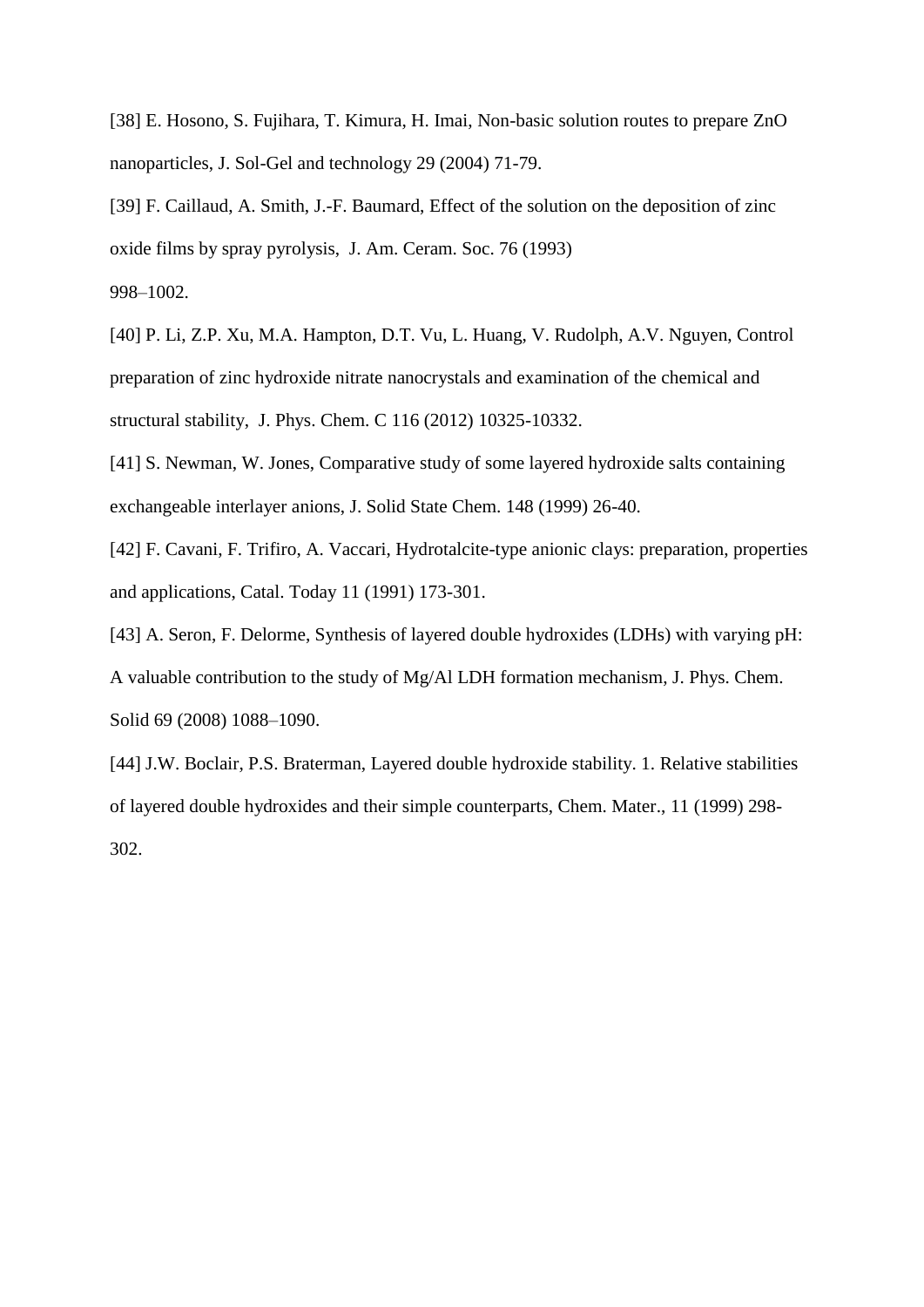[38] E. Hosono, S. Fujihara, T. Kimura, H. Imai, Non-basic solution routes to prepare ZnO nanoparticles, J. Sol-Gel and technology 29 (2004) 71-79.

[39] F. Caillaud, A. Smith, J.-F. Baumard, Effect of the solution on the deposition of zinc oxide films by spray pyrolysis, J. Am. Ceram. Soc. 76 (1993) 998–1002.

[40] P. Li, Z.P. Xu, M.A. Hampton, D.T. Vu, L. Huang, V. Rudolph, A.V. Nguyen, Control preparation of zinc hydroxide nitrate nanocrystals and examination of the chemical and structural stability, J. Phys. Chem. C 116 (2012) 10325-10332.

[41] S. Newman, W. Jones, Comparative study of some layered hydroxide salts containing exchangeable interlayer anions, J. Solid State Chem. 148 (1999) 26-40.

[42] F. Cavani, F. Trifiro, A. Vaccari, Hydrotalcite-type anionic clays: preparation, properties and applications, Catal. Today 11 (1991) 173-301.

[43] A. Seron, F. Delorme, Synthesis of layered double hydroxides (LDHs) with varying pH: A valuable contribution to the study of Mg/Al LDH formation mechanism, J. Phys. Chem. Solid 69 (2008) 1088–1090.

[44] J.W. Boclair, P.S. Braterman, Layered double hydroxide stability. 1. Relative stabilities of layered double hydroxides and their simple counterparts, Chem. Mater., 11 (1999) 298-302.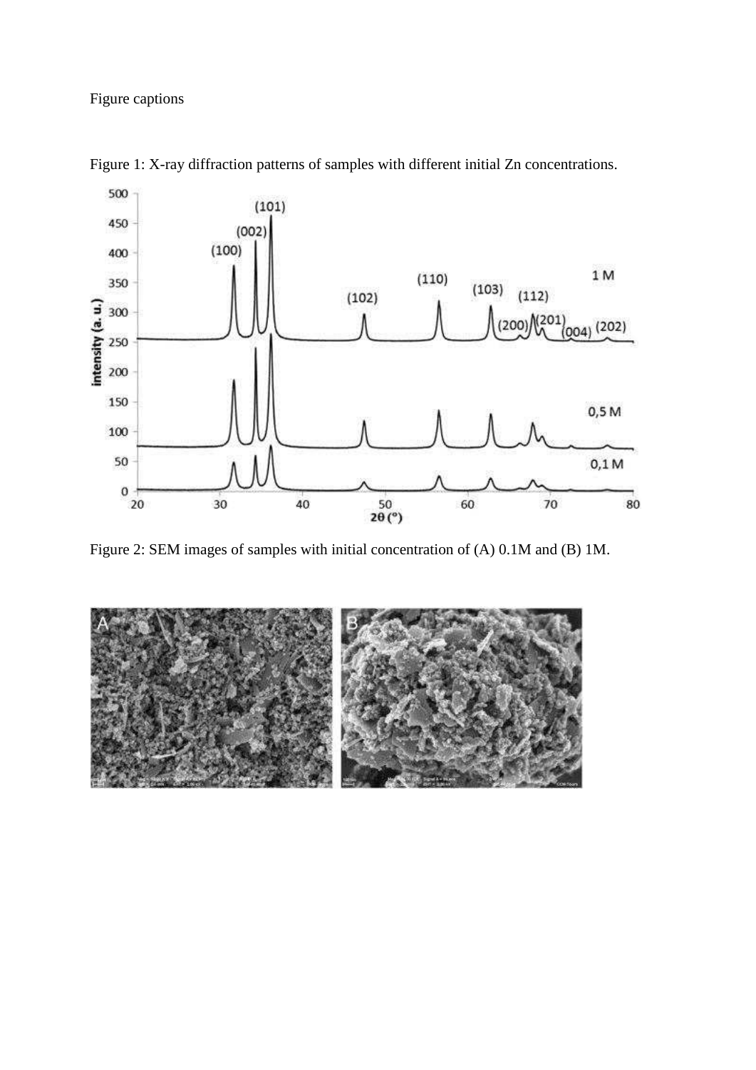Figure captions

Figure 1: X-ray diffraction patterns of samples with different initial Zn concentrations.

Figure 2: SEM images of samples with initial concentration of (A) 0.1M and (B) 1M.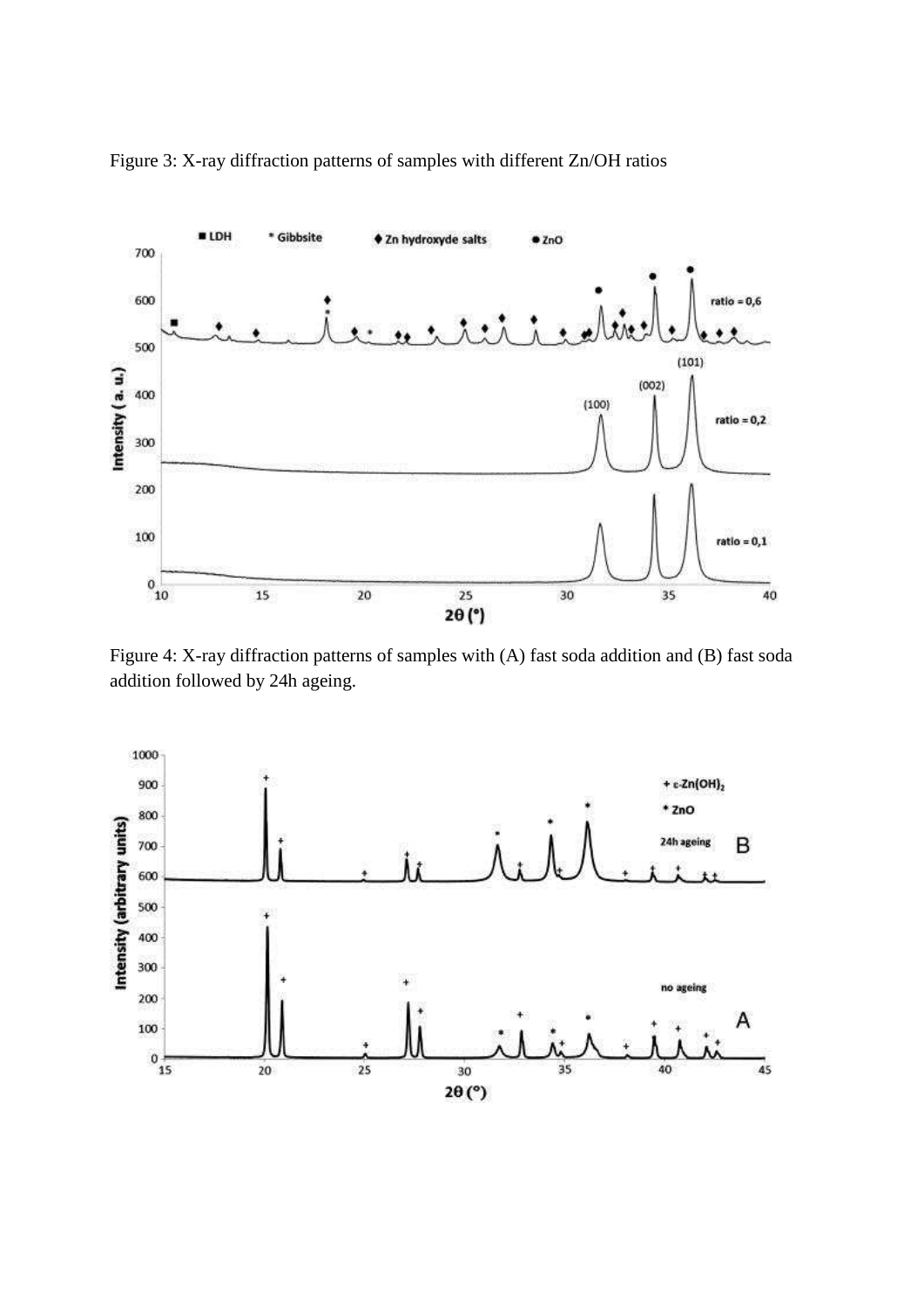Figure 3: X-ray diffraction patterns of samples with different Zn/OH ratios

Figure 4: X-ray diffraction patterns of samples with (A) fast soda addition and (B) fast soda addition followed by 24h ageing.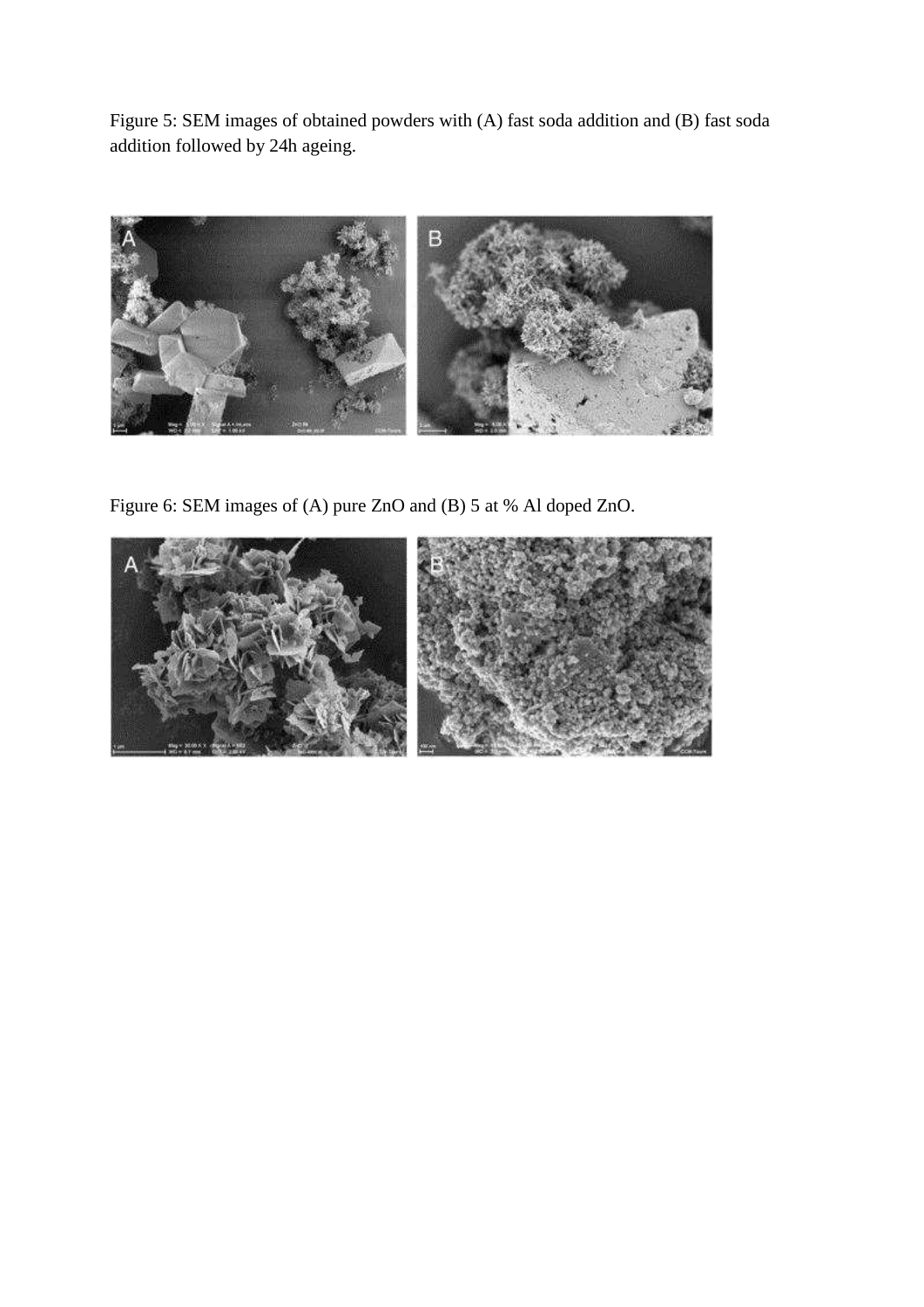Figure 5: SEM images of obtained powders with (A) fast soda addition and (B) fast soda addition followed by 24h ageing.

Figure 6: SEM images of (A) pure ZnO and (B) 5 at % Al doped ZnO.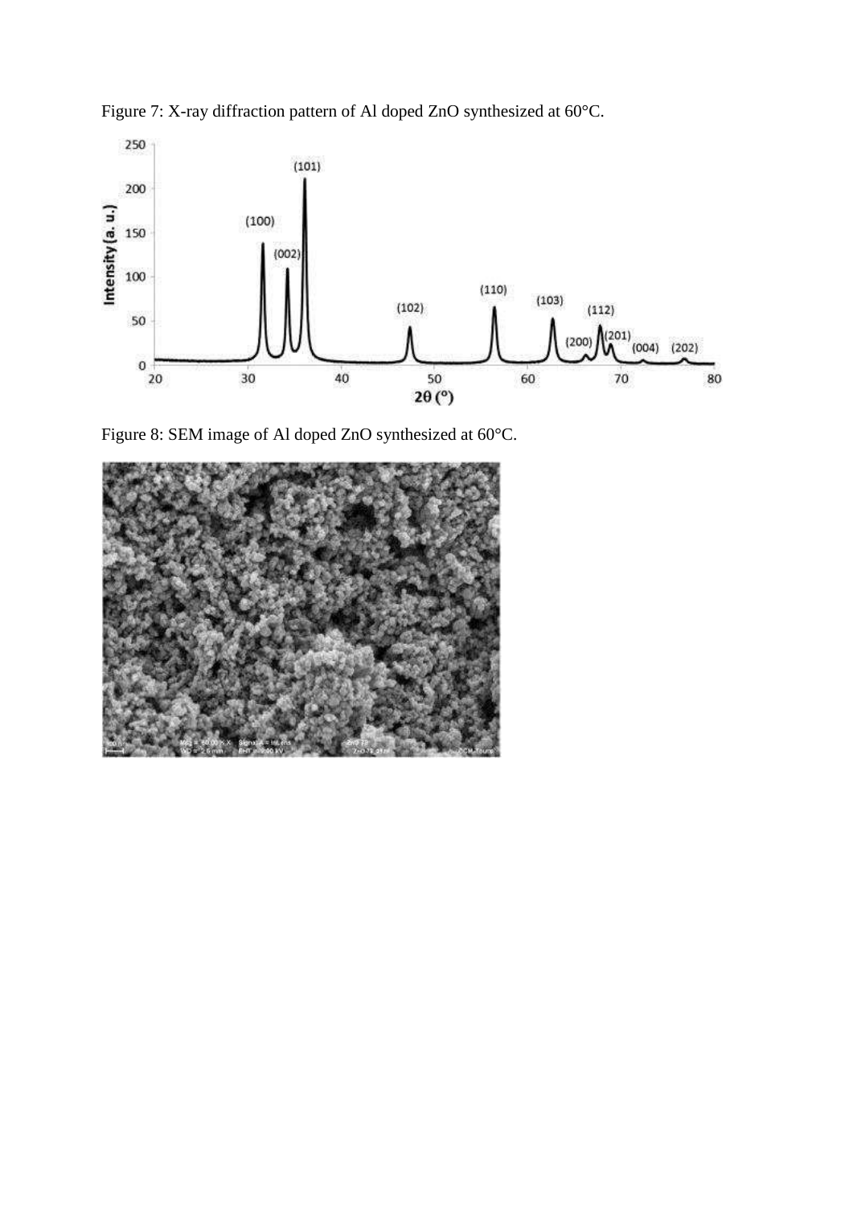Figure 7: X-ray diffraction pattern of Al doped ZnO synthesized at 60°C.

Intensity (a. u.)

250
200
150
100
50
0

20 30 40 50 60 70 80

2θ (°)

(100)
(002)
(101)
(102)
(110)
(103)
(200)
(112)
(201)
(004)
(202)

Figure 8: SEM image of Al doped ZnO synthesized at 60°C.